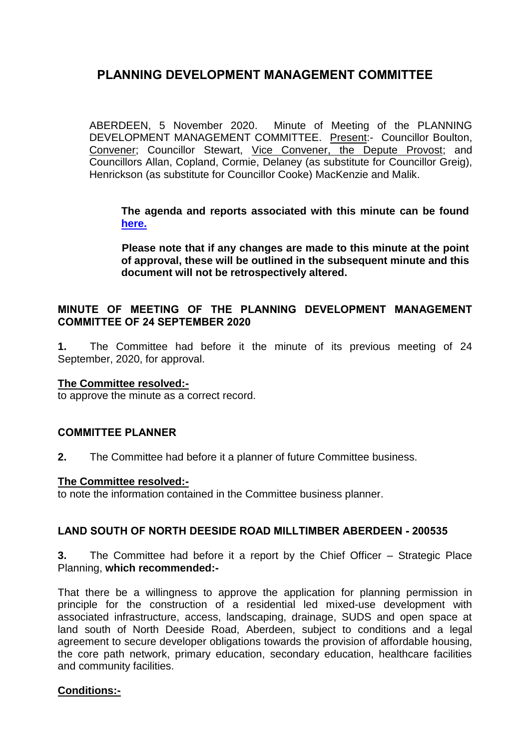# PLANNING DEVELOPMENT MANAGEMENT COMMITTEE

ABERDEEN, 5 November 2020. Minute of Meeting of the PLANNING DEVELOPMENT MANAGEMENT COMMITTEE. Present:- Councillor Boulton, Convener; Councillor Stewart, Vice Convener, the Depute Provost; and Councillors Allan, Copland, Cormie, Delaney (as substitute for Councillor Greig), Henrickson (as substitute for Councillor Cooke) MacKenzie and Malik.

> **The agenda and reports associated with this minute can be found [here.]()**
>
> **Please note that if any changes are made to this minute at the point of approval, these will be outlined in the subsequent minute and this document will not be retrospectively altered.**

## MINUTE OF MEETING OF THE PLANNING DEVELOPMENT MANAGEMENT COMMITTEE OF 24 SEPTEMBER 2020

**1.** The Committee had before it the minute of its previous meeting of 24 September, 2020, for approval.

**The Committee resolved:-**
to approve the minute as a correct record.

## COMMITTEE PLANNER

**2.** The Committee had before it a planner of future Committee business.

**The Committee resolved:-**
to note the information contained in the Committee business planner.

## LAND SOUTH OF NORTH DEESIDE ROAD MILLTIMBER ABERDEEN - 200535

**3.** The Committee had before it a report by the Chief Officer – Strategic Place Planning, **which recommended:-**

That there be a willingness to approve the application for planning permission in principle for the construction of a residential led mixed-use development with associated infrastructure, access, landscaping, drainage, SUDS and open space at land south of North Deeside Road, Aberdeen, subject to conditions and a legal agreement to secure developer obligations towards the provision of affordable housing, the core path network, primary education, secondary education, healthcare facilities and community facilities.

**Conditions:-**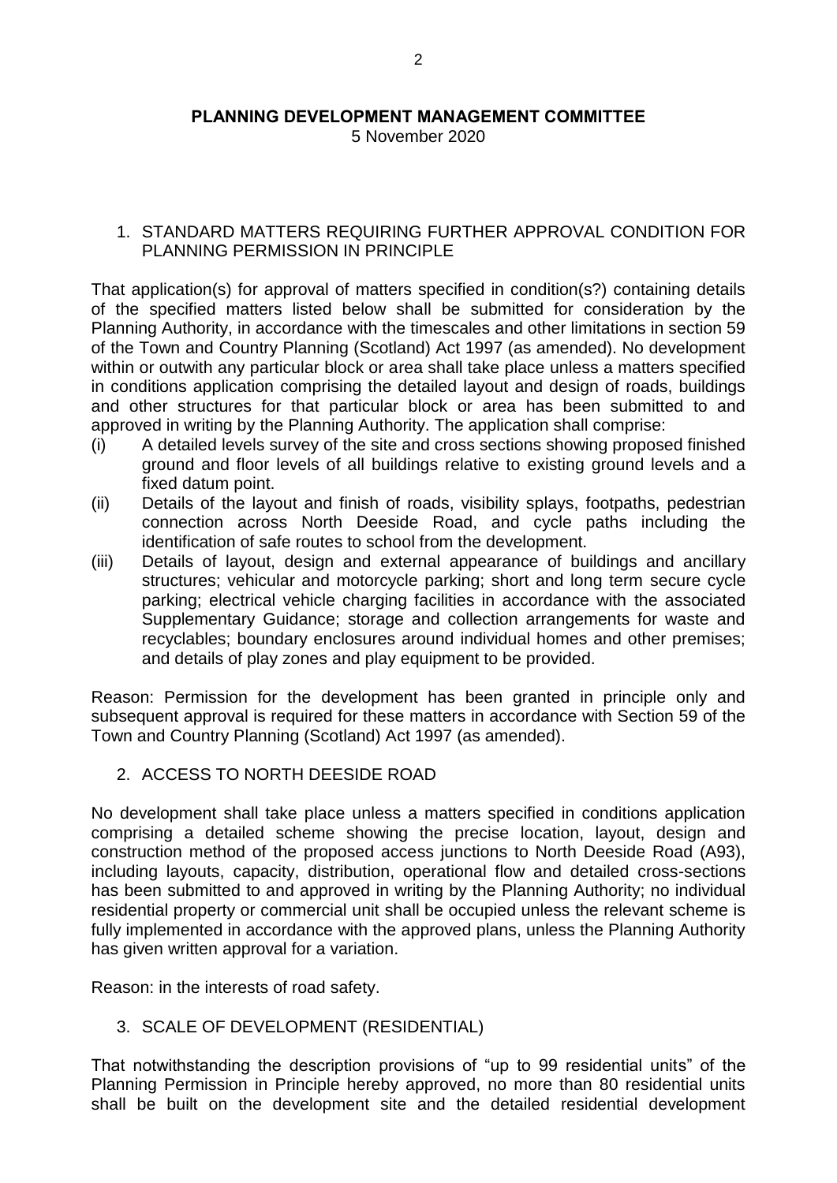**PLANNING DEVELOPMENT MANAGEMENT COMMITTEE**

5 November 2020

1. STANDARD MATTERS REQUIRING FURTHER APPROVAL CONDITION FOR PLANNING PERMISSION IN PRINCIPLE

That application(s) for approval of matters specified in condition(s?) containing details of the specified matters listed below shall be submitted for consideration by the Planning Authority, in accordance with the timescales and other limitations in section 59 of the Town and Country Planning (Scotland) Act 1997 (as amended). No development within or outwith any particular block or area shall take place unless a matters specified in conditions application comprising the detailed layout and design of roads, buildings and other structures for that particular block or area has been submitted to and approved in writing by the Planning Authority. The application shall comprise:

- (i) A detailed levels survey of the site and cross sections showing proposed finished ground and floor levels of all buildings relative to existing ground levels and a fixed datum point.
- (ii) Details of the layout and finish of roads, visibility splays, footpaths, pedestrian connection across North Deeside Road, and cycle paths including the identification of safe routes to school from the development.
- (iii) Details of layout, design and external appearance of buildings and ancillary structures; vehicular and motorcycle parking; short and long term secure cycle parking; electrical vehicle charging facilities in accordance with the associated Supplementary Guidance; storage and collection arrangements for waste and recyclables; boundary enclosures around individual homes and other premises; and details of play zones and play equipment to be provided.

Reason: Permission for the development has been granted in principle only and subsequent approval is required for these matters in accordance with Section 59 of the Town and Country Planning (Scotland) Act 1997 (as amended).

2. ACCESS TO NORTH DEESIDE ROAD

No development shall take place unless a matters specified in conditions application comprising a detailed scheme showing the precise location, layout, design and construction method of the proposed access junctions to North Deeside Road (A93), including layouts, capacity, distribution, operational flow and detailed cross-sections has been submitted to and approved in writing by the Planning Authority; no individual residential property or commercial unit shall be occupied unless the relevant scheme is fully implemented in accordance with the approved plans, unless the Planning Authority has given written approval for a variation.

Reason: in the interests of road safety.

3. SCALE OF DEVELOPMENT (RESIDENTIAL)

That notwithstanding the description provisions of "up to 99 residential units" of the Planning Permission in Principle hereby approved, no more than 80 residential units shall be built on the development site and the detailed residential development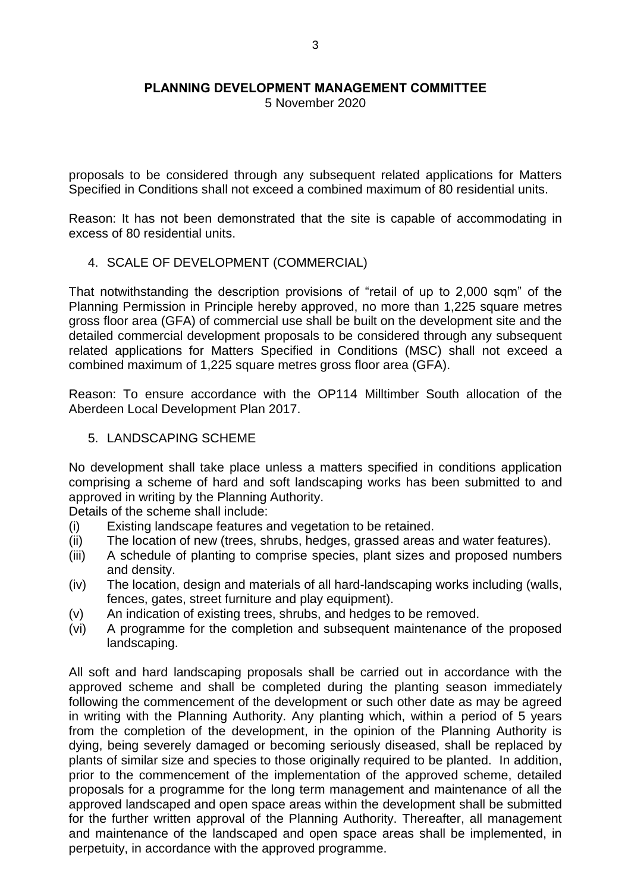proposals to be considered through any subsequent related applications for Matters Specified in Conditions shall not exceed a combined maximum of 80 residential units.

Reason: It has not been demonstrated that the site is capable of accommodating in excess of 80 residential units.

4. SCALE OF DEVELOPMENT (COMMERCIAL)

That notwithstanding the description provisions of "retail of up to 2,000 sqm" of the Planning Permission in Principle hereby approved, no more than 1,225 square metres gross floor area (GFA) of commercial use shall be built on the development site and the detailed commercial development proposals to be considered through any subsequent related applications for Matters Specified in Conditions (MSC) shall not exceed a combined maximum of 1,225 square metres gross floor area (GFA).

Reason: To ensure accordance with the OP114 Milltimber South allocation of the Aberdeen Local Development Plan 2017.

5. LANDSCAPING SCHEME

No development shall take place unless a matters specified in conditions application comprising a scheme of hard and soft landscaping works has been submitted to and approved in writing by the Planning Authority.

Details of the scheme shall include:

- (i) Existing landscape features and vegetation to be retained.
- (ii) The location of new (trees, shrubs, hedges, grassed areas and water features).
- (iii) A schedule of planting to comprise species, plant sizes and proposed numbers and density.
- (iv) The location, design and materials of all hard-landscaping works including (walls, fences, gates, street furniture and play equipment).
- (v) An indication of existing trees, shrubs, and hedges to be removed.
- (vi) A programme for the completion and subsequent maintenance of the proposed landscaping.

All soft and hard landscaping proposals shall be carried out in accordance with the approved scheme and shall be completed during the planting season immediately following the commencement of the development or such other date as may be agreed in writing with the Planning Authority. Any planting which, within a period of 5 years from the completion of the development, in the opinion of the Planning Authority is dying, being severely damaged or becoming seriously diseased, shall be replaced by plants of similar size and species to those originally required to be planted. In addition, prior to the commencement of the implementation of the approved scheme, detailed proposals for a programme for the long term management and maintenance of all the approved landscaped and open space areas within the development shall be submitted for the further written approval of the Planning Authority. Thereafter, all management and maintenance of the landscaped and open space areas shall be implemented, in perpetuity, in accordance with the approved programme.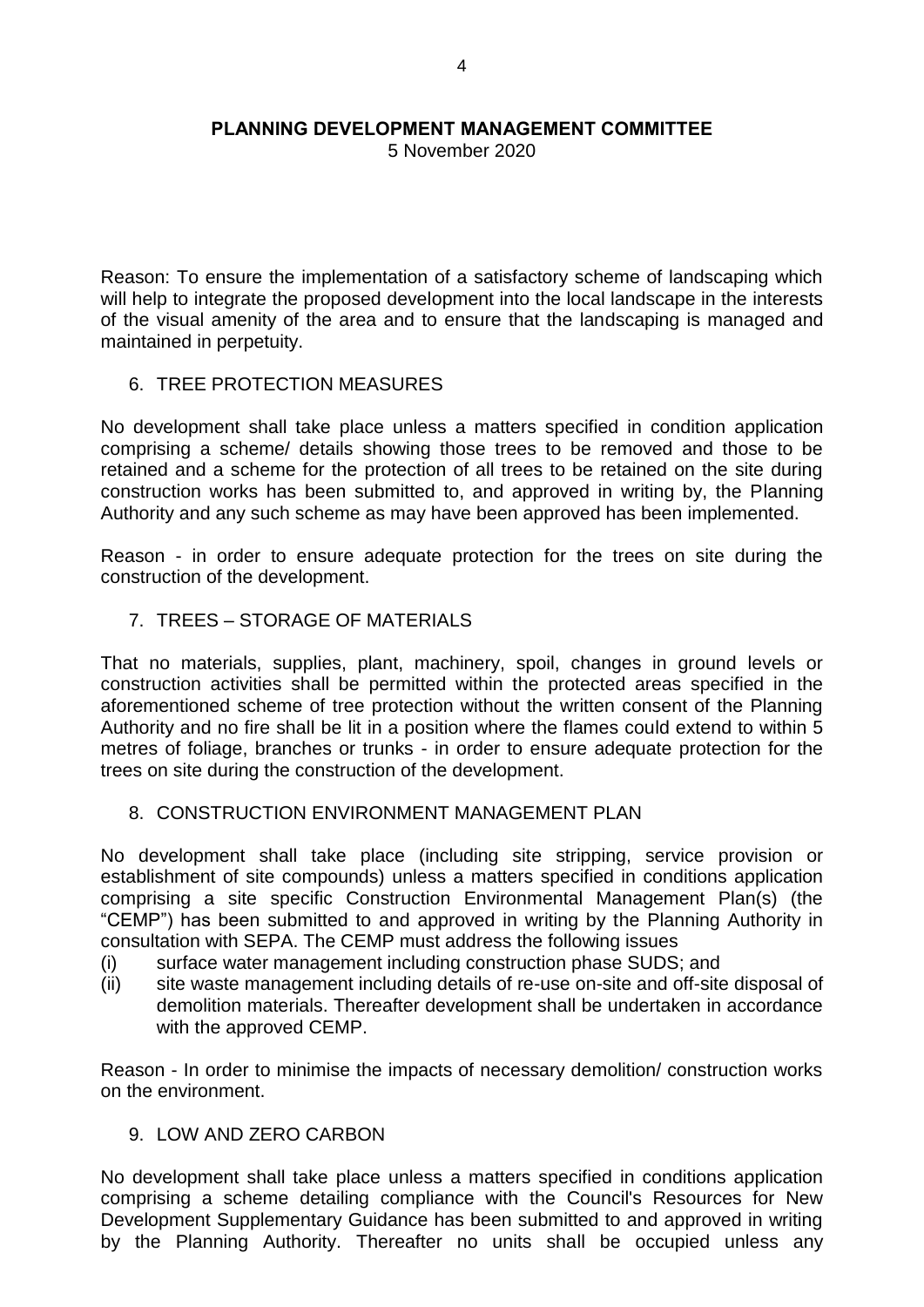Reason: To ensure the implementation of a satisfactory scheme of landscaping which will help to integrate the proposed development into the local landscape in the interests of the visual amenity of the area and to ensure that the landscaping is managed and maintained in perpetuity.

6. TREE PROTECTION MEASURES

No development shall take place unless a matters specified in condition application comprising a scheme/ details showing those trees to be removed and those to be retained and a scheme for the protection of all trees to be retained on the site during construction works has been submitted to, and approved in writing by, the Planning Authority and any such scheme as may have been approved has been implemented.

Reason - in order to ensure adequate protection for the trees on site during the construction of the development.

7. TREES – STORAGE OF MATERIALS

That no materials, supplies, plant, machinery, spoil, changes in ground levels or construction activities shall be permitted within the protected areas specified in the aforementioned scheme of tree protection without the written consent of the Planning Authority and no fire shall be lit in a position where the flames could extend to within 5 metres of foliage, branches or trunks - in order to ensure adequate protection for the trees on site during the construction of the development.

8. CONSTRUCTION ENVIRONMENT MANAGEMENT PLAN

No development shall take place (including site stripping, service provision or establishment of site compounds) unless a matters specified in conditions application comprising a site specific Construction Environmental Management Plan(s) (the "CEMP") has been submitted to and approved in writing by the Planning Authority in consultation with SEPA. The CEMP must address the following issues

(i) surface water management including construction phase SUDS; and
(ii) site waste management including details of re-use on-site and off-site disposal of demolition materials. Thereafter development shall be undertaken in accordance with the approved CEMP.

Reason - In order to minimise the impacts of necessary demolition/ construction works on the environment.

9. LOW AND ZERO CARBON

No development shall take place unless a matters specified in conditions application comprising a scheme detailing compliance with the Council's Resources for New Development Supplementary Guidance has been submitted to and approved in writing by the Planning Authority. Thereafter no units shall be occupied unless any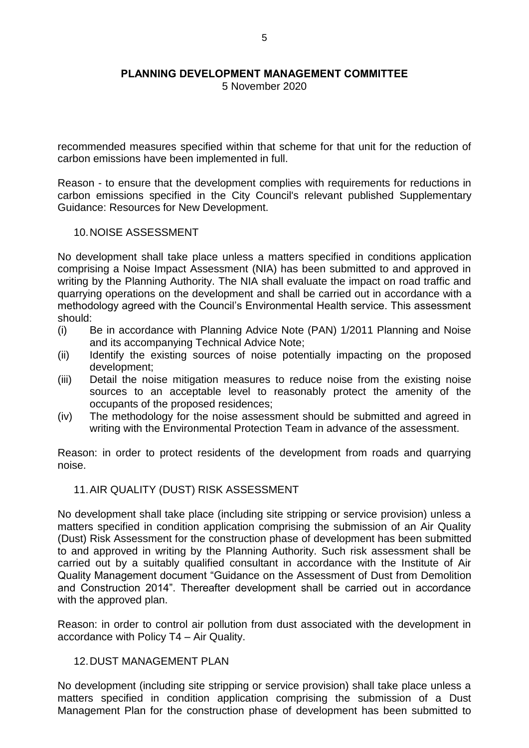recommended measures specified within that scheme for that unit for the reduction of carbon emissions have been implemented in full.

Reason - to ensure that the development complies with requirements for reductions in carbon emissions specified in the City Council's relevant published Supplementary Guidance: Resources for New Development.

10. NOISE ASSESSMENT

No development shall take place unless a matters specified in conditions application comprising a Noise Impact Assessment (NIA) has been submitted to and approved in writing by the Planning Authority. The NIA shall evaluate the impact on road traffic and quarrying operations on the development and shall be carried out in accordance with a methodology agreed with the Council's Environmental Health service. This assessment should:

(i) Be in accordance with Planning Advice Note (PAN) 1/2011 Planning and Noise and its accompanying Technical Advice Note;
(ii) Identify the existing sources of noise potentially impacting on the proposed development;
(iii) Detail the noise mitigation measures to reduce noise from the existing noise sources to an acceptable level to reasonably protect the amenity of the occupants of the proposed residences;
(iv) The methodology for the noise assessment should be submitted and agreed in writing with the Environmental Protection Team in advance of the assessment.

Reason: in order to protect residents of the development from roads and quarrying noise.

11. AIR QUALITY (DUST) RISK ASSESSMENT

No development shall take place (including site stripping or service provision) unless a matters specified in condition application comprising the submission of an Air Quality (Dust) Risk Assessment for the construction phase of development has been submitted to and approved in writing by the Planning Authority. Such risk assessment shall be carried out by a suitably qualified consultant in accordance with the Institute of Air Quality Management document "Guidance on the Assessment of Dust from Demolition and Construction 2014". Thereafter development shall be carried out in accordance with the approved plan.

Reason: in order to control air pollution from dust associated with the development in accordance with Policy T4 – Air Quality.

12. DUST MANAGEMENT PLAN

No development (including site stripping or service provision) shall take place unless a matters specified in condition application comprising the submission of a Dust Management Plan for the construction phase of development has been submitted to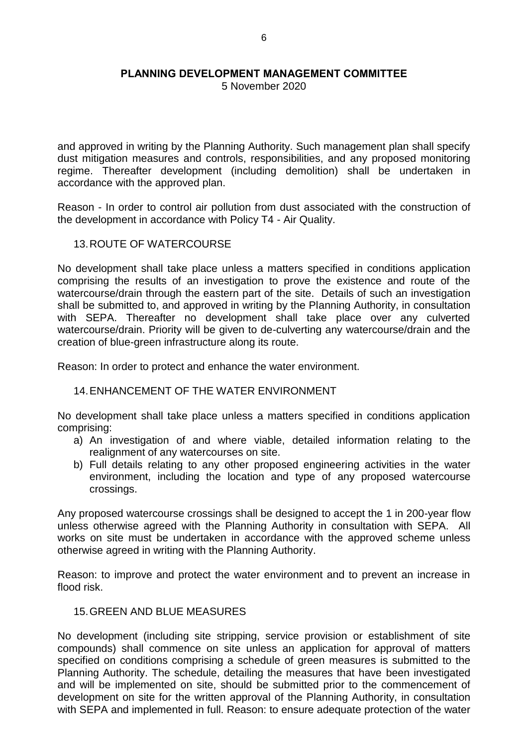and approved in writing by the Planning Authority. Such management plan shall specify dust mitigation measures and controls, responsibilities, and any proposed monitoring regime. Thereafter development (including demolition) shall be undertaken in accordance with the approved plan.

Reason - In order to control air pollution from dust associated with the construction of the development in accordance with Policy T4 - Air Quality.

13. ROUTE OF WATERCOURSE

No development shall take place unless a matters specified in conditions application comprising the results of an investigation to prove the existence and route of the watercourse/drain through the eastern part of the site. Details of such an investigation shall be submitted to, and approved in writing by the Planning Authority, in consultation with SEPA. Thereafter no development shall take place over any culverted watercourse/drain. Priority will be given to de-culverting any watercourse/drain and the creation of blue-green infrastructure along its route.

Reason: In order to protect and enhance the water environment.

14. ENHANCEMENT OF THE WATER ENVIRONMENT

No development shall take place unless a matters specified in conditions application comprising:

a) An investigation of and where viable, detailed information relating to the realignment of any watercourses on site.
b) Full details relating to any other proposed engineering activities in the water environment, including the location and type of any proposed watercourse crossings.

Any proposed watercourse crossings shall be designed to accept the 1 in 200-year flow unless otherwise agreed with the Planning Authority in consultation with SEPA. All works on site must be undertaken in accordance with the approved scheme unless otherwise agreed in writing with the Planning Authority.

Reason: to improve and protect the water environment and to prevent an increase in flood risk.

15. GREEN AND BLUE MEASURES

No development (including site stripping, service provision or establishment of site compounds) shall commence on site unless an application for approval of matters specified on conditions comprising a schedule of green measures is submitted to the Planning Authority. The schedule, detailing the measures that have been investigated and will be implemented on site, should be submitted prior to the commencement of development on site for the written approval of the Planning Authority, in consultation with SEPA and implemented in full. Reason: to ensure adequate protection of the water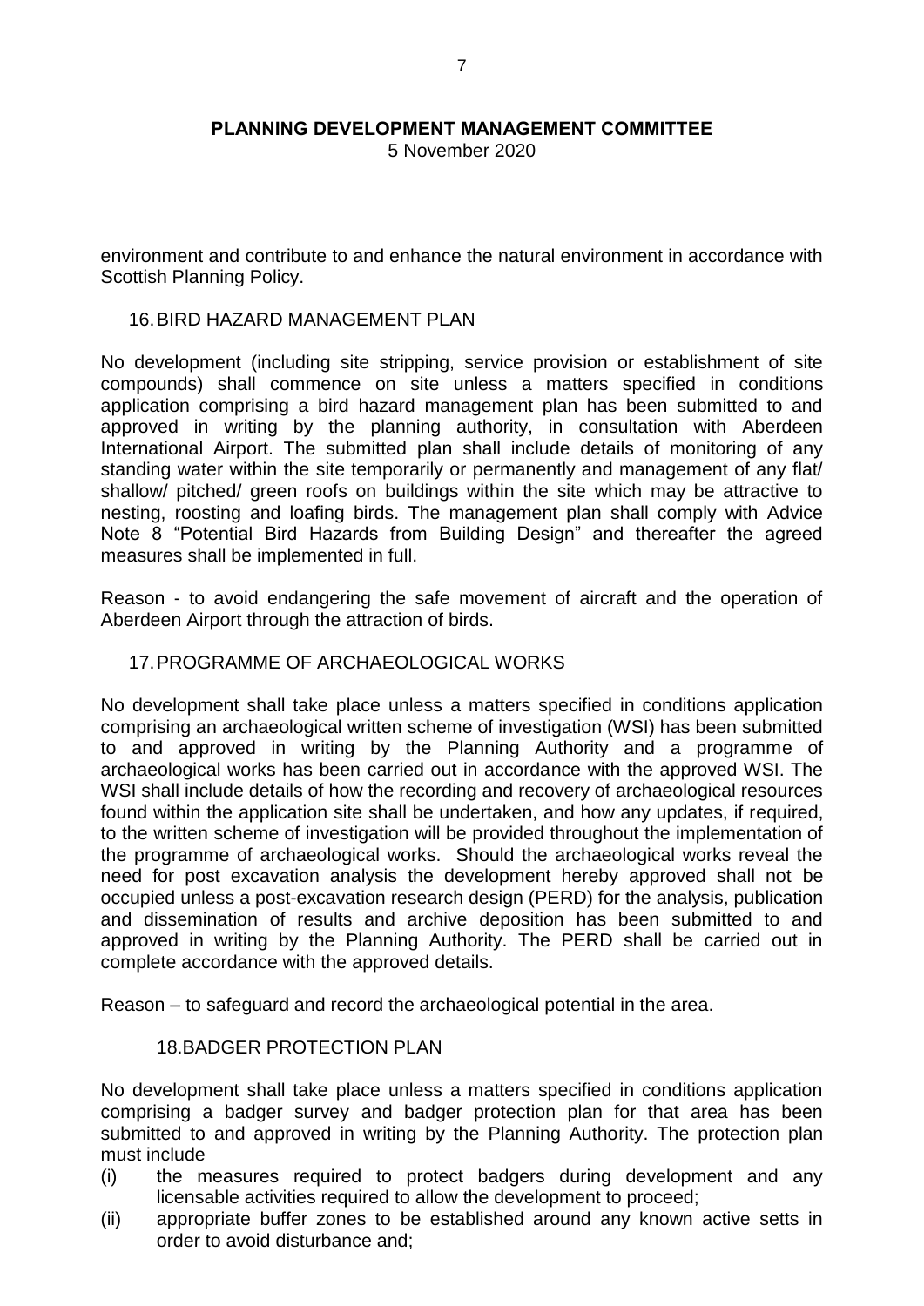environment and contribute to and enhance the natural environment in accordance with Scottish Planning Policy.

16. BIRD HAZARD MANAGEMENT PLAN

No development (including site stripping, service provision or establishment of site compounds) shall commence on site unless a matters specified in conditions application comprising a bird hazard management plan has been submitted to and approved in writing by the planning authority, in consultation with Aberdeen International Airport. The submitted plan shall include details of monitoring of any standing water within the site temporarily or permanently and management of any flat/ shallow/ pitched/ green roofs on buildings within the site which may be attractive to nesting, roosting and loafing birds. The management plan shall comply with Advice Note 8 "Potential Bird Hazards from Building Design" and thereafter the agreed measures shall be implemented in full.

Reason - to avoid endangering the safe movement of aircraft and the operation of Aberdeen Airport through the attraction of birds.

17. PROGRAMME OF ARCHAEOLOGICAL WORKS

No development shall take place unless a matters specified in conditions application comprising an archaeological written scheme of investigation (WSI) has been submitted to and approved in writing by the Planning Authority and a programme of archaeological works has been carried out in accordance with the approved WSI. The WSI shall include details of how the recording and recovery of archaeological resources found within the application site shall be undertaken, and how any updates, if required, to the written scheme of investigation will be provided throughout the implementation of the programme of archaeological works. Should the archaeological works reveal the need for post excavation analysis the development hereby approved shall not be occupied unless a post-excavation research design (PERD) for the analysis, publication and dissemination of results and archive deposition has been submitted to and approved in writing by the Planning Authority. The PERD shall be carried out in complete accordance with the approved details.

Reason – to safeguard and record the archaeological potential in the area.

18. BADGER PROTECTION PLAN

No development shall take place unless a matters specified in conditions application comprising a badger survey and badger protection plan for that area has been submitted to and approved in writing by the Planning Authority. The protection plan must include

(i) the measures required to protect badgers during development and any licensable activities required to allow the development to proceed;
(ii) appropriate buffer zones to be established around any known active setts in order to avoid disturbance and;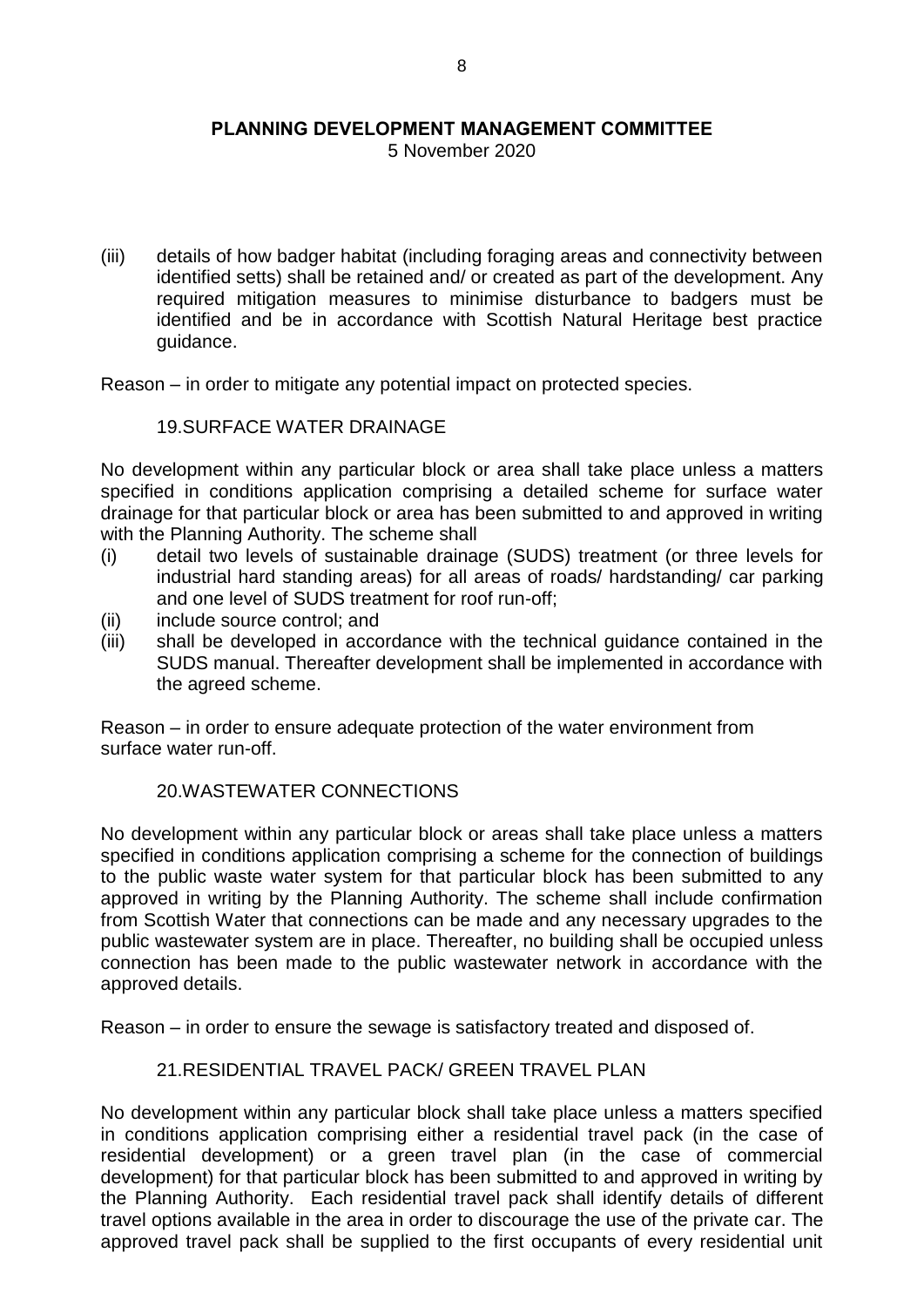(iii) details of how badger habitat (including foraging areas and connectivity between identified setts) shall be retained and/ or created as part of the development. Any required mitigation measures to minimise disturbance to badgers must be identified and be in accordance with Scottish Natural Heritage best practice guidance.

Reason – in order to mitigate any potential impact on protected species.

19.SURFACE WATER DRAINAGE

No development within any particular block or area shall take place unless a matters specified in conditions application comprising a detailed scheme for surface water drainage for that particular block or area has been submitted to and approved in writing with the Planning Authority. The scheme shall

(i) detail two levels of sustainable drainage (SUDS) treatment (or three levels for industrial hard standing areas) for all areas of roads/ hardstanding/ car parking and one level of SUDS treatment for roof run-off;
(ii) include source control; and
(iii) shall be developed in accordance with the technical guidance contained in the SUDS manual. Thereafter development shall be implemented in accordance with the agreed scheme.

Reason – in order to ensure adequate protection of the water environment from surface water run-off.

20.WASTEWATER CONNECTIONS

No development within any particular block or areas shall take place unless a matters specified in conditions application comprising a scheme for the connection of buildings to the public waste water system for that particular block has been submitted to any approved in writing by the Planning Authority. The scheme shall include confirmation from Scottish Water that connections can be made and any necessary upgrades to the public wastewater system are in place. Thereafter, no building shall be occupied unless connection has been made to the public wastewater network in accordance with the approved details.

Reason – in order to ensure the sewage is satisfactory treated and disposed of.

21.RESIDENTIAL TRAVEL PACK/ GREEN TRAVEL PLAN

No development within any particular block shall take place unless a matters specified in conditions application comprising either a residential travel pack (in the case of residential development) or a green travel plan (in the case of commercial development) for that particular block has been submitted to and approved in writing by the Planning Authority. Each residential travel pack shall identify details of different travel options available in the area in order to discourage the use of the private car. The approved travel pack shall be supplied to the first occupants of every residential unit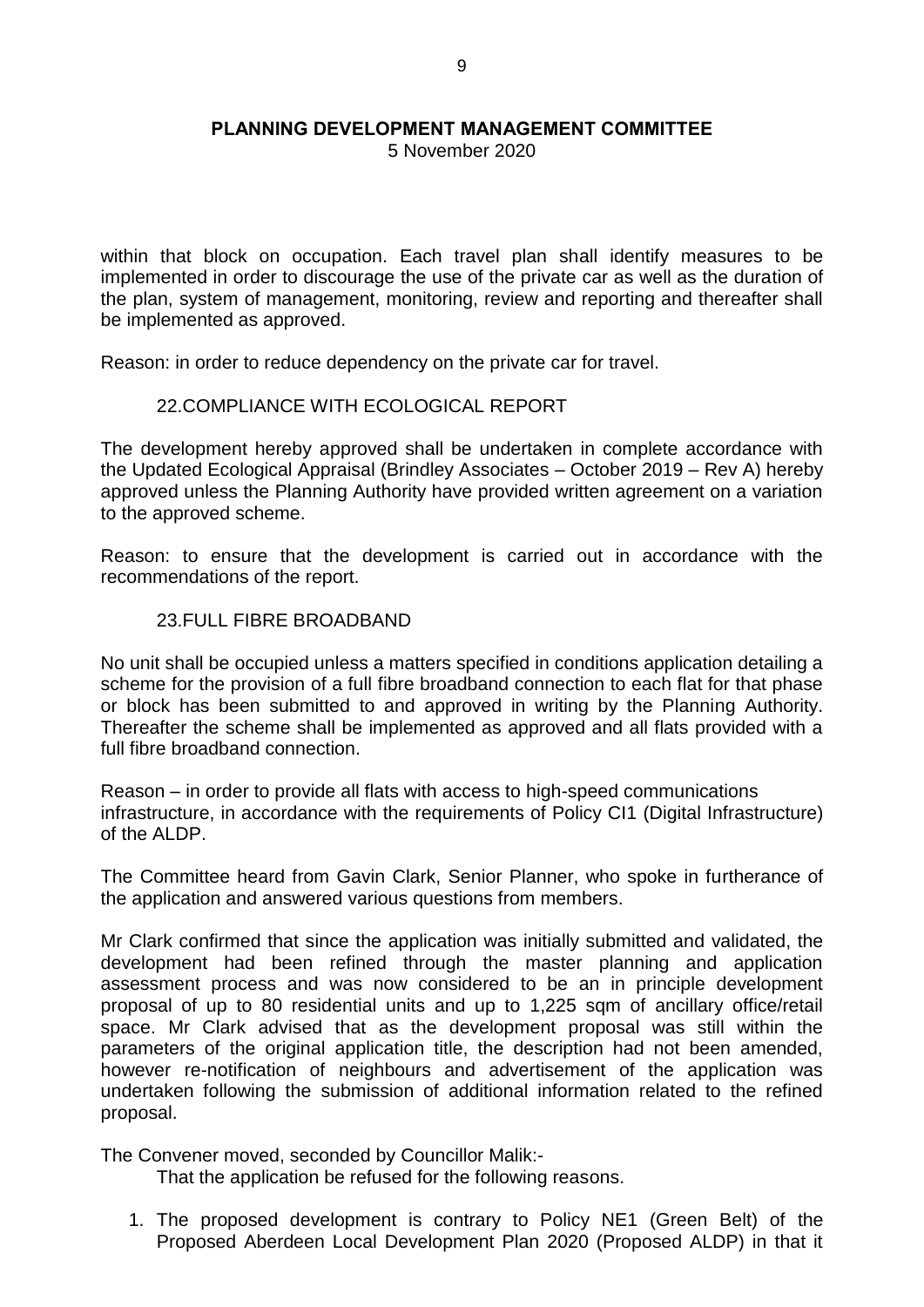within that block on occupation. Each travel plan shall identify measures to be implemented in order to discourage the use of the private car as well as the duration of the plan, system of management, monitoring, review and reporting and thereafter shall be implemented as approved.

Reason: in order to reduce dependency on the private car for travel.

22.COMPLIANCE WITH ECOLOGICAL REPORT

The development hereby approved shall be undertaken in complete accordance with the Updated Ecological Appraisal (Brindley Associates – October 2019 – Rev A) hereby approved unless the Planning Authority have provided written agreement on a variation to the approved scheme.

Reason: to ensure that the development is carried out in accordance with the recommendations of the report.

23.FULL FIBRE BROADBAND

No unit shall be occupied unless a matters specified in conditions application detailing a scheme for the provision of a full fibre broadband connection to each flat for that phase or block has been submitted to and approved in writing by the Planning Authority. Thereafter the scheme shall be implemented as approved and all flats provided with a full fibre broadband connection.

Reason – in order to provide all flats with access to high-speed communications infrastructure, in accordance with the requirements of Policy CI1 (Digital Infrastructure) of the ALDP.

The Committee heard from Gavin Clark, Senior Planner, who spoke in furtherance of the application and answered various questions from members.

Mr Clark confirmed that since the application was initially submitted and validated, the development had been refined through the master planning and application assessment process and was now considered to be an in principle development proposal of up to 80 residential units and up to 1,225 sqm of ancillary office/retail space. Mr Clark advised that as the development proposal was still within the parameters of the original application title, the description had not been amended, however re-notification of neighbours and advertisement of the application was undertaken following the submission of additional information related to the refined proposal.

The Convener moved, seconded by Councillor Malik:-

That the application be refused for the following reasons.

1. The proposed development is contrary to Policy NE1 (Green Belt) of the Proposed Aberdeen Local Development Plan 2020 (Proposed ALDP) in that it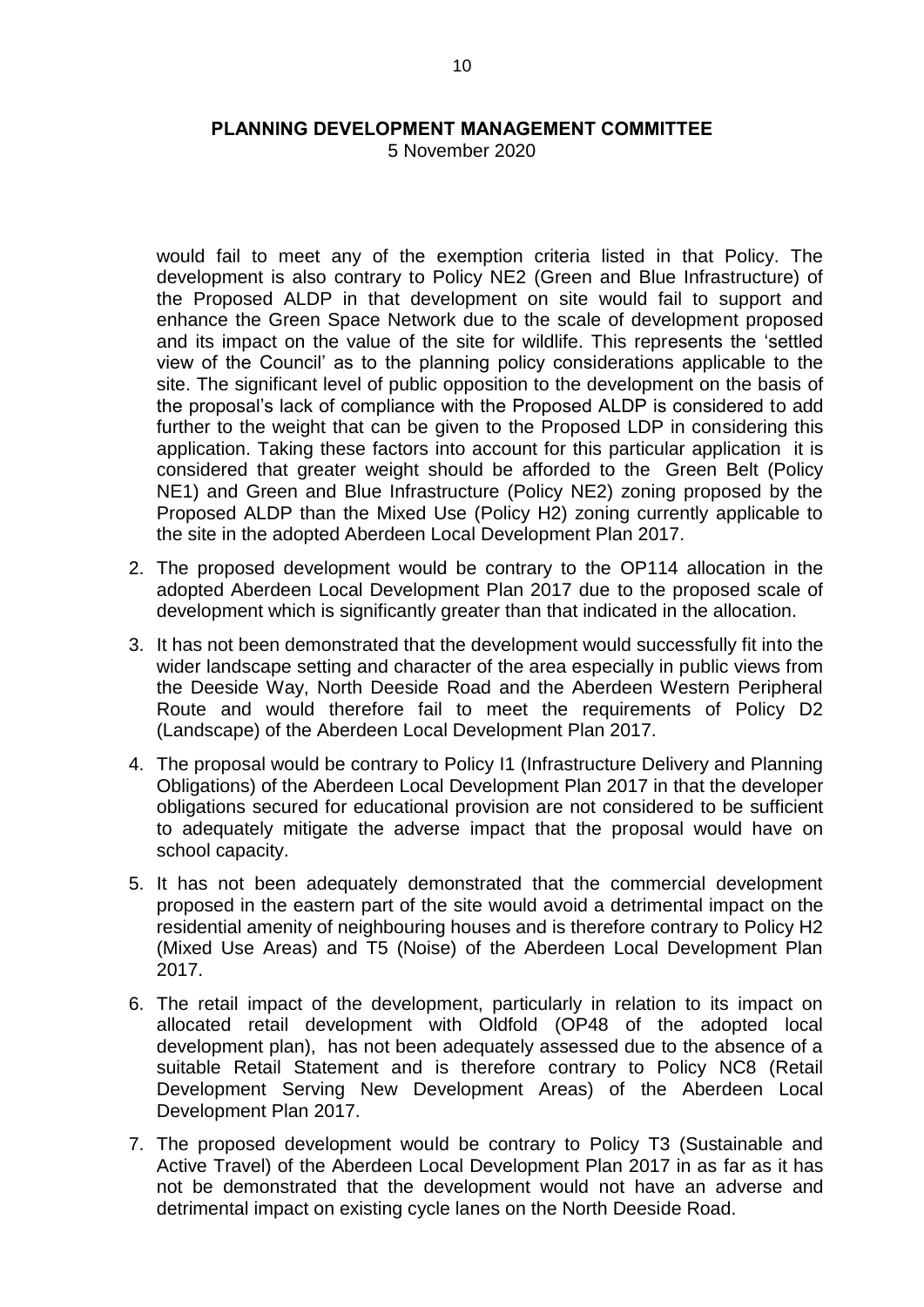would fail to meet any of the exemption criteria listed in that Policy. The development is also contrary to Policy NE2 (Green and Blue Infrastructure) of the Proposed ALDP in that development on site would fail to support and enhance the Green Space Network due to the scale of development proposed and its impact on the value of the site for wildlife. This represents the 'settled view of the Council' as to the planning policy considerations applicable to the site. The significant level of public opposition to the development on the basis of the proposal's lack of compliance with the Proposed ALDP is considered to add further to the weight that can be given to the Proposed LDP in considering this application. Taking these factors into account for this particular application it is considered that greater weight should be afforded to the Green Belt (Policy NE1) and Green and Blue Infrastructure (Policy NE2) zoning proposed by the Proposed ALDP than the Mixed Use (Policy H2) zoning currently applicable to the site in the adopted Aberdeen Local Development Plan 2017.

2. The proposed development would be contrary to the OP114 allocation in the adopted Aberdeen Local Development Plan 2017 due to the proposed scale of development which is significantly greater than that indicated in the allocation.

3. It has not been demonstrated that the development would successfully fit into the wider landscape setting and character of the area especially in public views from the Deeside Way, North Deeside Road and the Aberdeen Western Peripheral Route and would therefore fail to meet the requirements of Policy D2 (Landscape) of the Aberdeen Local Development Plan 2017.

4. The proposal would be contrary to Policy I1 (Infrastructure Delivery and Planning Obligations) of the Aberdeen Local Development Plan 2017 in that the developer obligations secured for educational provision are not considered to be sufficient to adequately mitigate the adverse impact that the proposal would have on school capacity.

5. It has not been adequately demonstrated that the commercial development proposed in the eastern part of the site would avoid a detrimental impact on the residential amenity of neighbouring houses and is therefore contrary to Policy H2 (Mixed Use Areas) and T5 (Noise) of the Aberdeen Local Development Plan 2017.

6. The retail impact of the development, particularly in relation to its impact on allocated retail development with Oldfold (OP48 of the adopted local development plan), has not been adequately assessed due to the absence of a suitable Retail Statement and is therefore contrary to Policy NC8 (Retail Development Serving New Development Areas) of the Aberdeen Local Development Plan 2017.

7. The proposed development would be contrary to Policy T3 (Sustainable and Active Travel) of the Aberdeen Local Development Plan 2017 in as far as it has not be demonstrated that the development would not have an adverse and detrimental impact on existing cycle lanes on the North Deeside Road.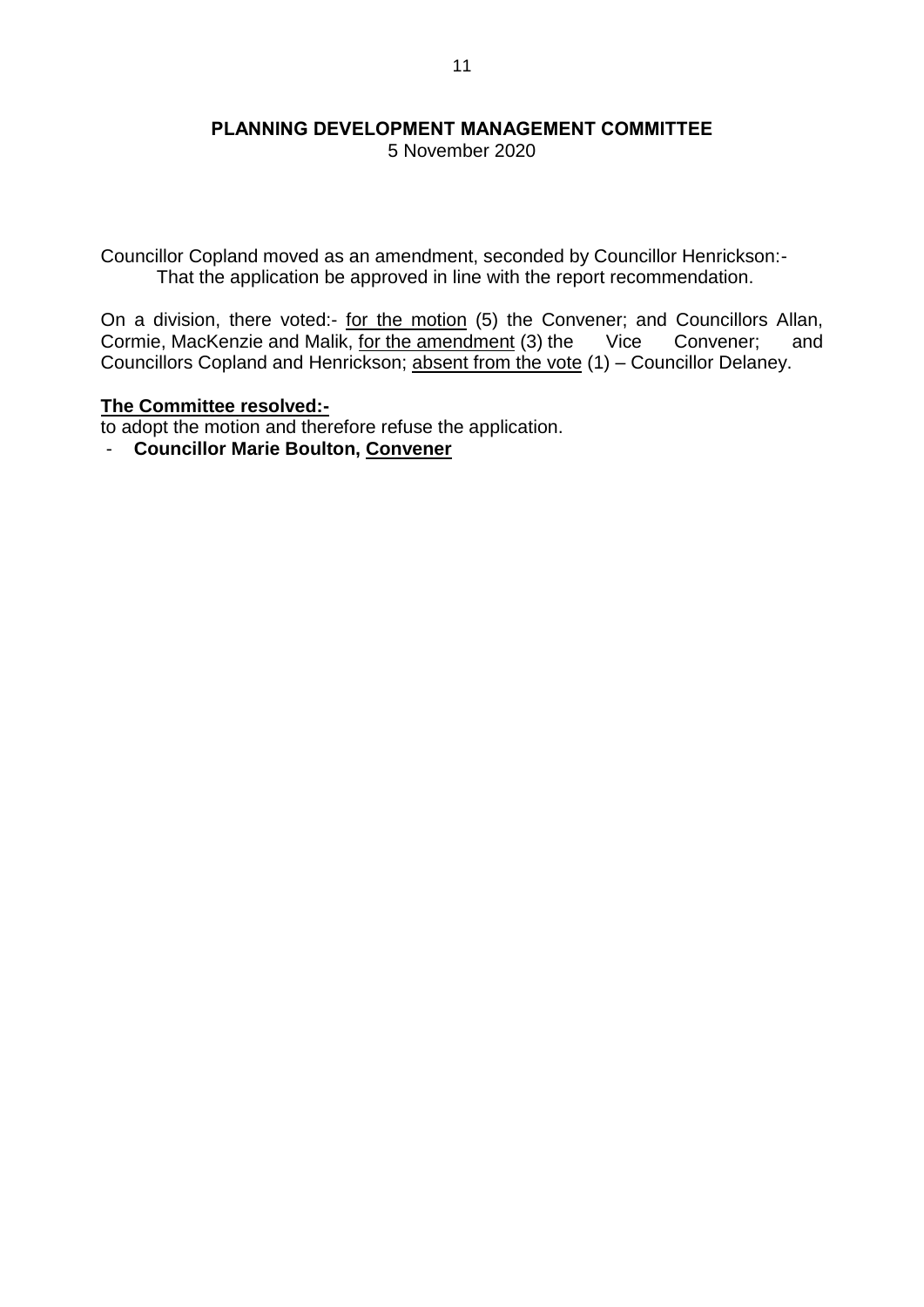**PLANNING DEVELOPMENT MANAGEMENT COMMITTEE**
5 November 2020

Councillor Copland moved as an amendment, seconded by Councillor Henrickson:-
That the application be approved in line with the report recommendation.

On a division, there voted:- for the motion (5) the Convener; and Councillors Allan, Cormie, MacKenzie and Malik, for the amendment (3) the Vice Convener; and Councillors Copland and Henrickson; absent from the vote (1) – Councillor Delaney.

**The Committee resolved:-**
to adopt the motion and therefore refuse the application.
- **Councillor Marie Boulton, Convener**